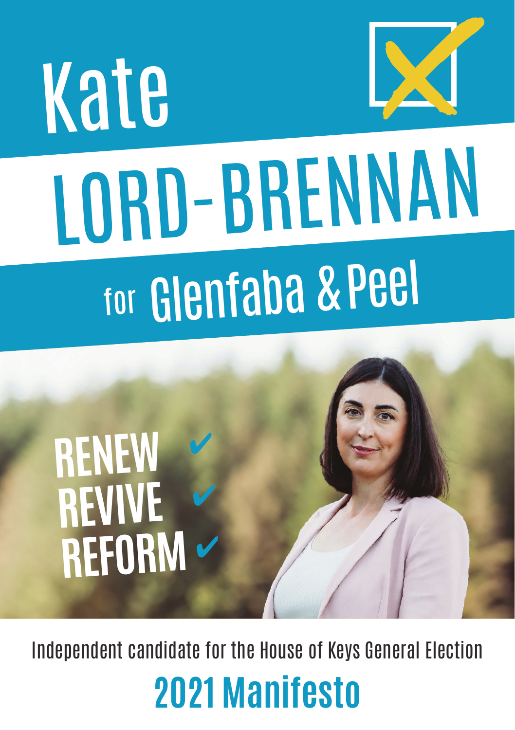# Kate LORD-BRENNAN

## for Glenfaba & Peel

**RENEW ✔**
**REVIVE ✔**
**REFORM ✔**

Independent candidate for the House of Keys General Election

## 2021 Manifesto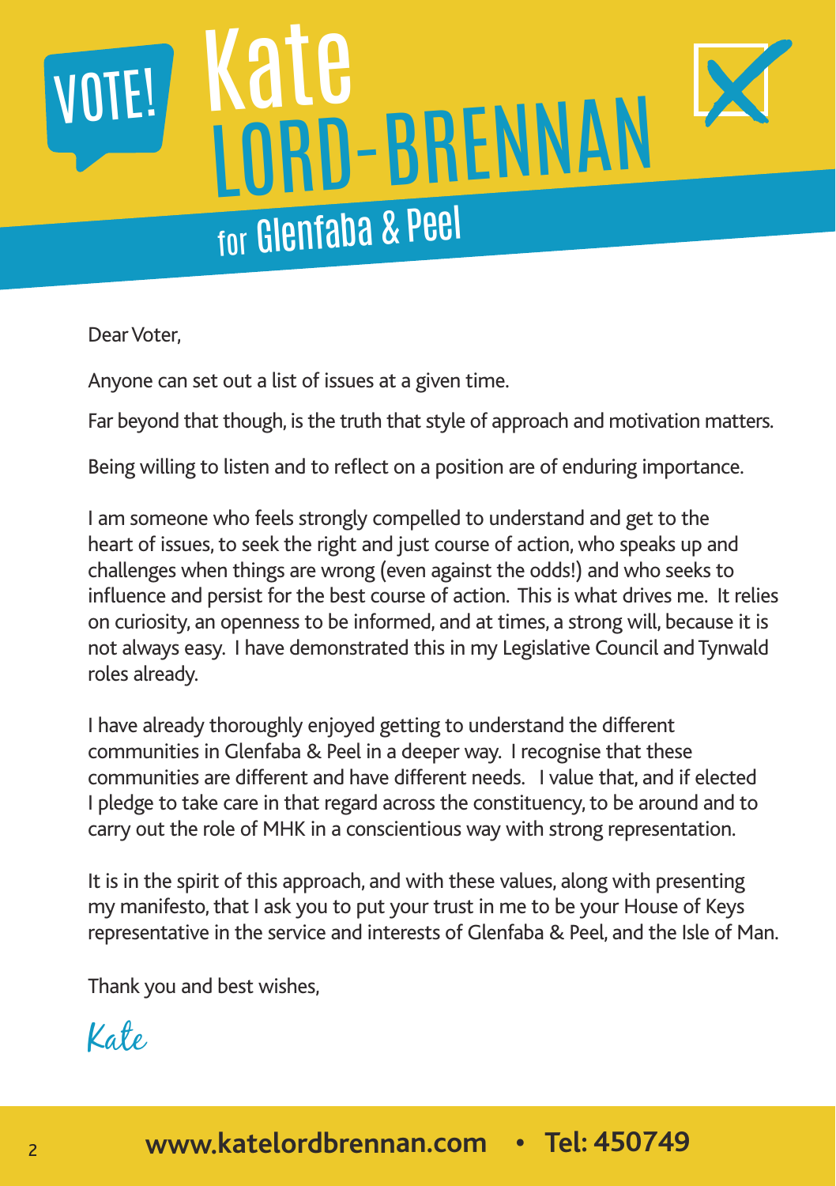# VOTE! Kate LORD-BRENNAN

## for Glenfaba & Peel

Dear Voter,

Anyone can set out a list of issues at a given time.

Far beyond that though, is the truth that style of approach and motivation matters.

Being willing to listen and to reflect on a position are of enduring importance.

I am someone who feels strongly compelled to understand and get to the heart of issues, to seek the right and just course of action, who speaks up and challenges when things are wrong (even against the odds!) and who seeks to influence and persist for the best course of action. This is what drives me. It relies on curiosity, an openness to be informed, and at times, a strong will, because it is not always easy. I have demonstrated this in my Legislative Council and Tynwald roles already.

I have already thoroughly enjoyed getting to understand the different communities in Glenfaba & Peel in a deeper way. I recognise that these communities are different and have different needs. I value that, and if elected I pledge to take care in that regard across the constituency, to be around and to carry out the role of MHK in a conscientious way with strong representation.

It is in the spirit of this approach, and with these values, along with presenting my manifesto, that I ask you to put your trust in me to be your House of Keys representative in the service and interests of Glenfaba & Peel, and the Isle of Man.

Thank you and best wishes,

*Kate*

**www.katelordbrennan.com • Tel: 450749**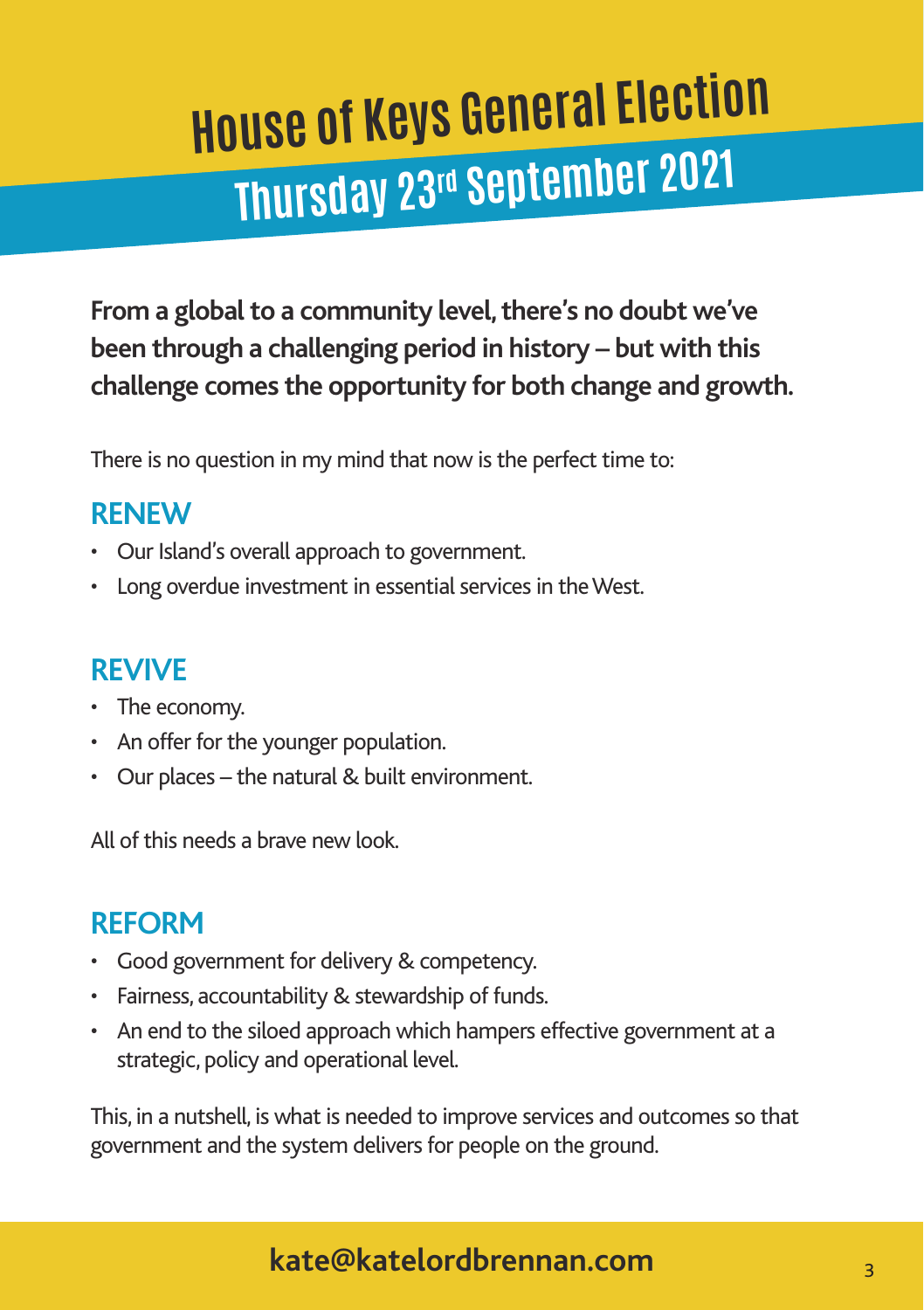# House of Keys General Election

## Thursday 23rd September 2021

**From a global to a community level, there's no doubt we've been through a challenging period in history – but with this challenge comes the opportunity for both change and growth.**

There is no question in my mind that now is the perfect time to:

## RENEW

- Our Island's overall approach to government.
- Long overdue investment in essential services in the West.

## REVIVE

- The economy.
- An offer for the younger population.
- Our places – the natural & built environment.

All of this needs a brave new look.

## REFORM

- Good government for delivery & competency.
- Fairness, accountability & stewardship of funds.
- An end to the siloed approach which hampers effective government at a strategic, policy and operational level.

This, in a nutshell, is what is needed to improve services and outcomes so that government and the system delivers for people on the ground.

**kate@katelordbrennan.com**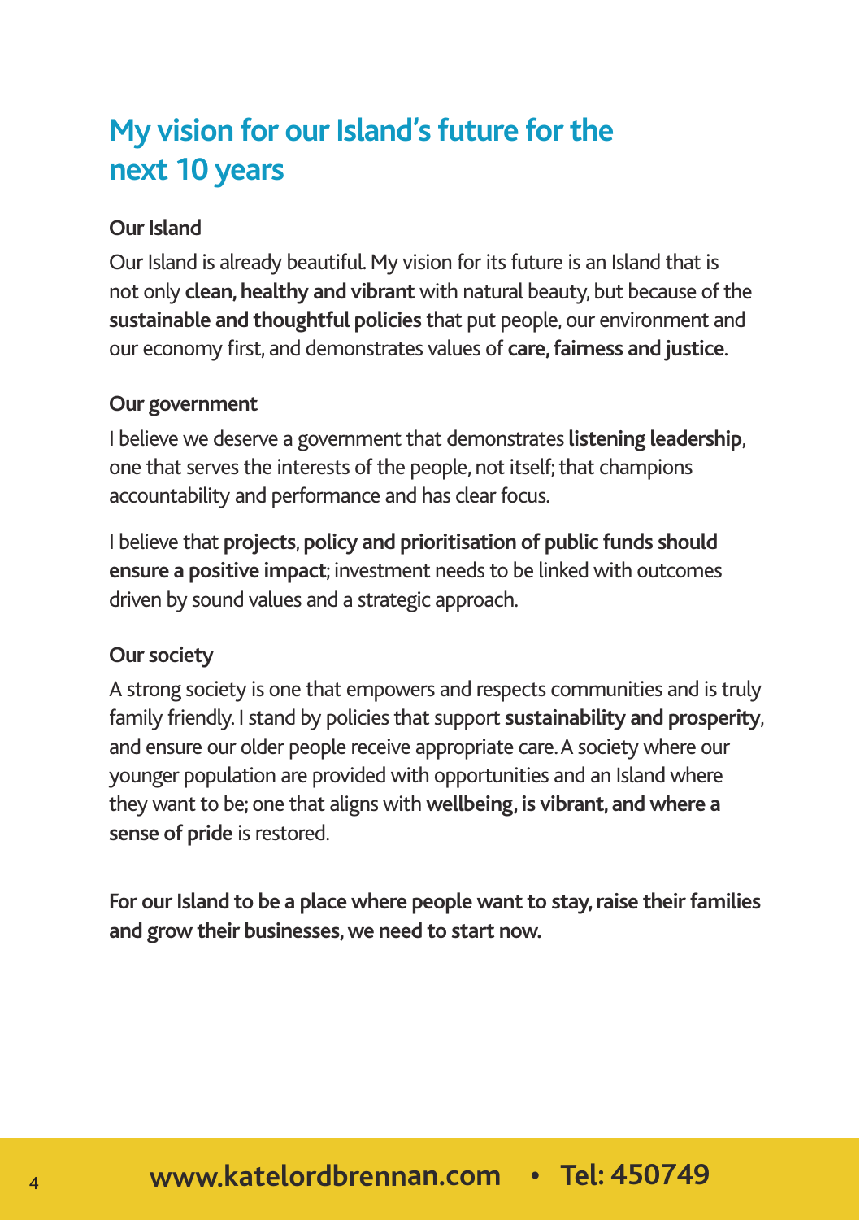# My vision for our Island's future for the next 10 years

### Our Island

Our Island is already beautiful. My vision for its future is an Island that is not only **clean, healthy and vibrant** with natural beauty, but because of the **sustainable and thoughtful policies** that put people, our environment and our economy first, and demonstrates values of **care, fairness and justice**.

### Our government

I believe we deserve a government that demonstrates **listening leadership**, one that serves the interests of the people, not itself; that champions accountability and performance and has clear focus.

I believe that **projects, policy and prioritisation of public funds should ensure a positive impact**; investment needs to be linked with outcomes driven by sound values and a strategic approach.

### Our society

A strong society is one that empowers and respects communities and is truly family friendly. I stand by policies that support **sustainability and prosperity**, and ensure our older people receive appropriate care. A society where our younger population are provided with opportunities and an Island where they want to be; one that aligns with **wellbeing, is vibrant, and where a sense of pride** is restored.

**For our Island to be a place where people want to stay, raise their families and grow their businesses, we need to start now.**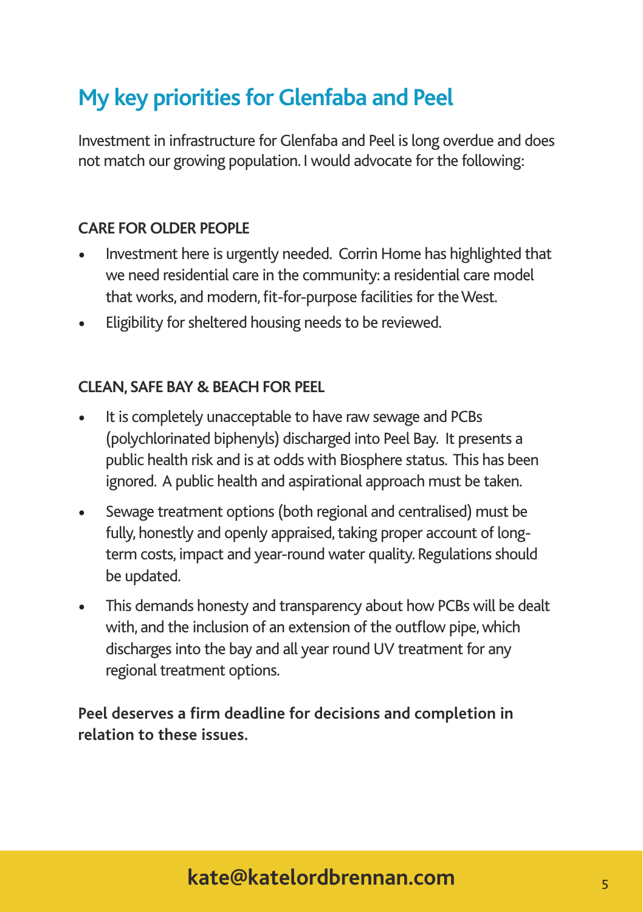# My key priorities for Glenfaba and Peel

Investment in infrastructure for Glenfaba and Peel is long overdue and does not match our growing population. I would advocate for the following:

**CARE FOR OLDER PEOPLE**

- Investment here is urgently needed. Corrin Home has highlighted that we need residential care in the community: a residential care model that works, and modern, fit-for-purpose facilities for the West.
- Eligibility for sheltered housing needs to be reviewed.

**CLEAN, SAFE BAY & BEACH FOR PEEL**

- It is completely unacceptable to have raw sewage and PCBs (polychlorinated biphenyls) discharged into Peel Bay. It presents a public health risk and is at odds with Biosphere status. This has been ignored. A public health and aspirational approach must be taken.
- Sewage treatment options (both regional and centralised) must be fully, honestly and openly appraised, taking proper account of long-term costs, impact and year-round water quality. Regulations should be updated.
- This demands honesty and transparency about how PCBs will be dealt with, and the inclusion of an extension of the outflow pipe, which discharges into the bay and all year round UV treatment for any regional treatment options.

**Peel deserves a firm deadline for decisions and completion in relation to these issues.**

**kate@katelordbrennan.com**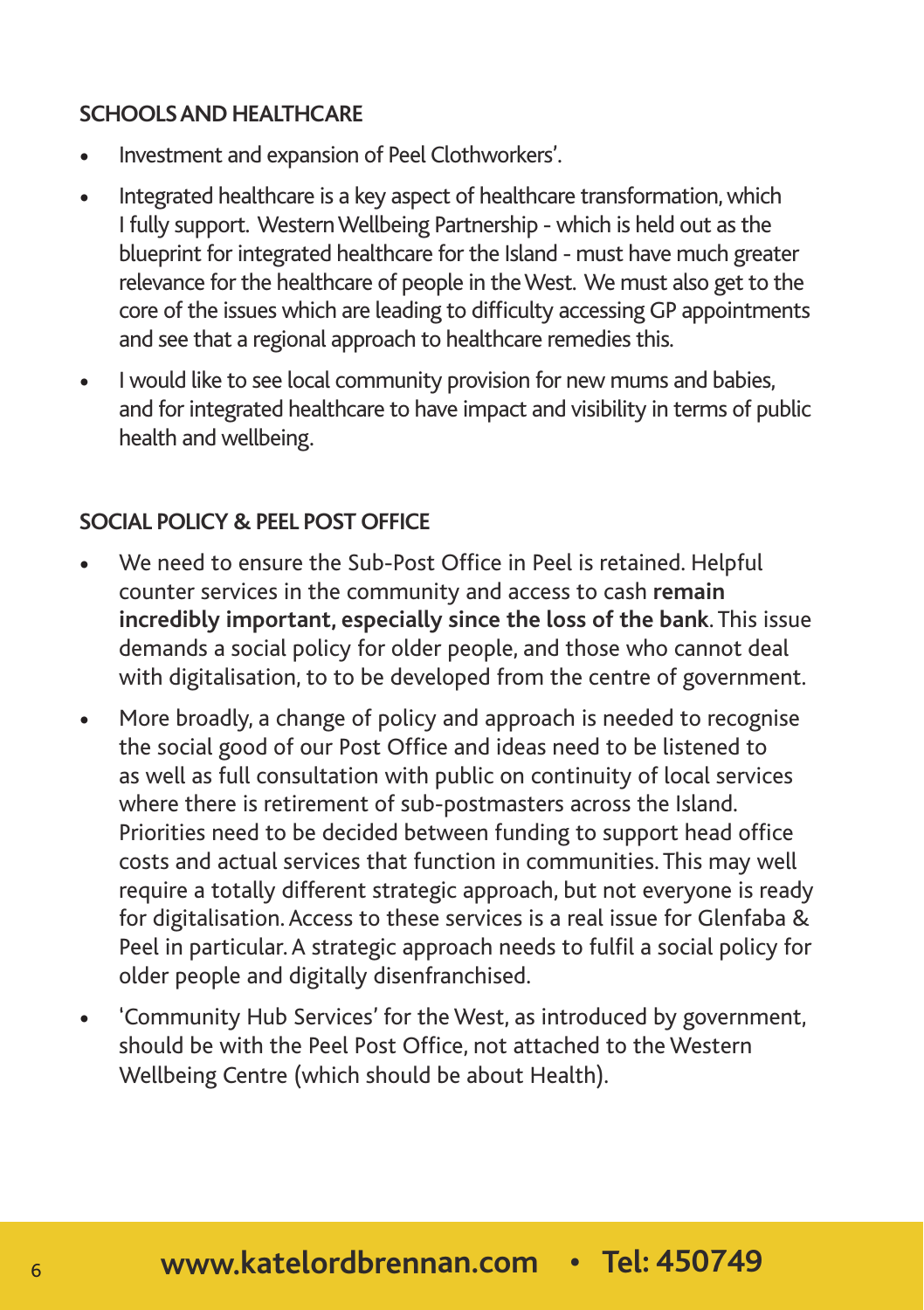### SCHOOLS AND HEALTHCARE

- Investment and expansion of Peel Clothworkers'.
- Integrated healthcare is a key aspect of healthcare transformation, which I fully support. Western Wellbeing Partnership - which is held out as the blueprint for integrated healthcare for the Island - must have much greater relevance for the healthcare of people in the West. We must also get to the core of the issues which are leading to difficulty accessing GP appointments and see that a regional approach to healthcare remedies this.
- I would like to see local community provision for new mums and babies, and for integrated healthcare to have impact and visibility in terms of public health and wellbeing.

### SOCIAL POLICY & PEEL POST OFFICE

- We need to ensure the Sub-Post Office in Peel is retained. Helpful counter services in the community and access to cash **remain incredibly important, especially since the loss of the bank**. This issue demands a social policy for older people, and those who cannot deal with digitalisation, to to be developed from the centre of government.
- More broadly, a change of policy and approach is needed to recognise the social good of our Post Office and ideas need to be listened to as well as full consultation with public on continuity of local services where there is retirement of sub-postmasters across the Island. Priorities need to be decided between funding to support head office costs and actual services that function in communities. This may well require a totally different strategic approach, but not everyone is ready for digitalisation. Access to these services is a real issue for Glenfaba & Peel in particular. A strategic approach needs to fulfil a social policy for older people and digitally disenfranchised.
- 'Community Hub Services' for the West, as introduced by government, should be with the Peel Post Office, not attached to the Western Wellbeing Centre (which should be about Health).

**www.katelordbrennan.com • Tel: 450749**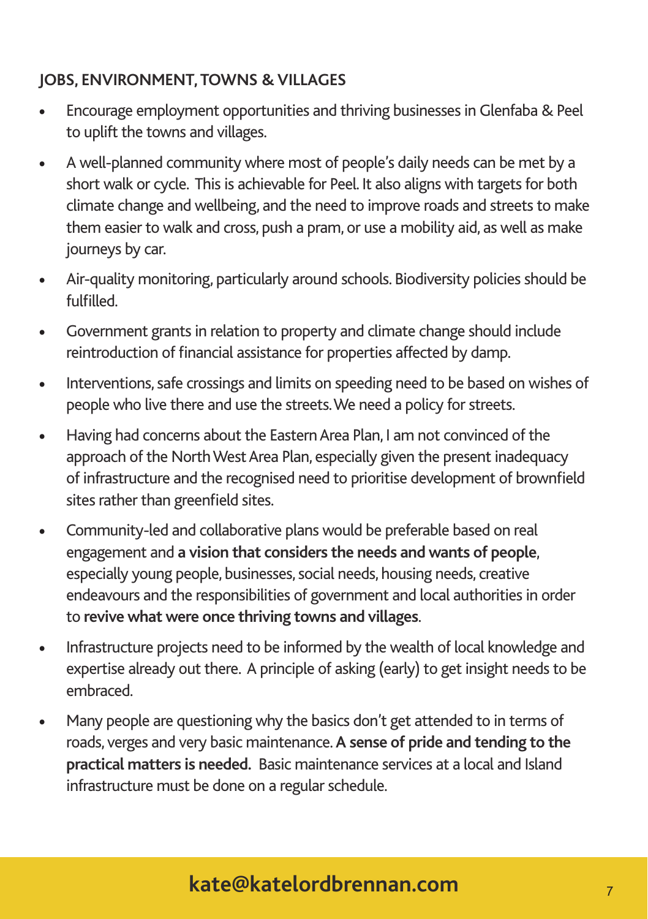## JOBS, ENVIRONMENT, TOWNS & VILLAGES

- Encourage employment opportunities and thriving businesses in Glenfaba & Peel to uplift the towns and villages.
- A well-planned community where most of people's daily needs can be met by a short walk or cycle. This is achievable for Peel. It also aligns with targets for both climate change and wellbeing, and the need to improve roads and streets to make them easier to walk and cross, push a pram, or use a mobility aid, as well as make journeys by car.
- Air-quality monitoring, particularly around schools. Biodiversity policies should be fulfilled.
- Government grants in relation to property and climate change should include reintroduction of financial assistance for properties affected by damp.
- Interventions, safe crossings and limits on speeding need to be based on wishes of people who live there and use the streets. We need a policy for streets.
- Having had concerns about the Eastern Area Plan, I am not convinced of the approach of the North West Area Plan, especially given the present inadequacy of infrastructure and the recognised need to prioritise development of brownfield sites rather than greenfield sites.
- Community-led and collaborative plans would be preferable based on real engagement and **a vision that considers the needs and wants of people**, especially young people, businesses, social needs, housing needs, creative endeavours and the responsibilities of government and local authorities in order to **revive what were once thriving towns and villages**.
- Infrastructure projects need to be informed by the wealth of local knowledge and expertise already out there. A principle of asking (early) to get insight needs to be embraced.
- Many people are questioning why the basics don't get attended to in terms of roads, verges and very basic maintenance. **A sense of pride and tending to the practical matters is needed.** Basic maintenance services at a local and Island infrastructure must be done on a regular schedule.

**kate@katelordbrennan.com**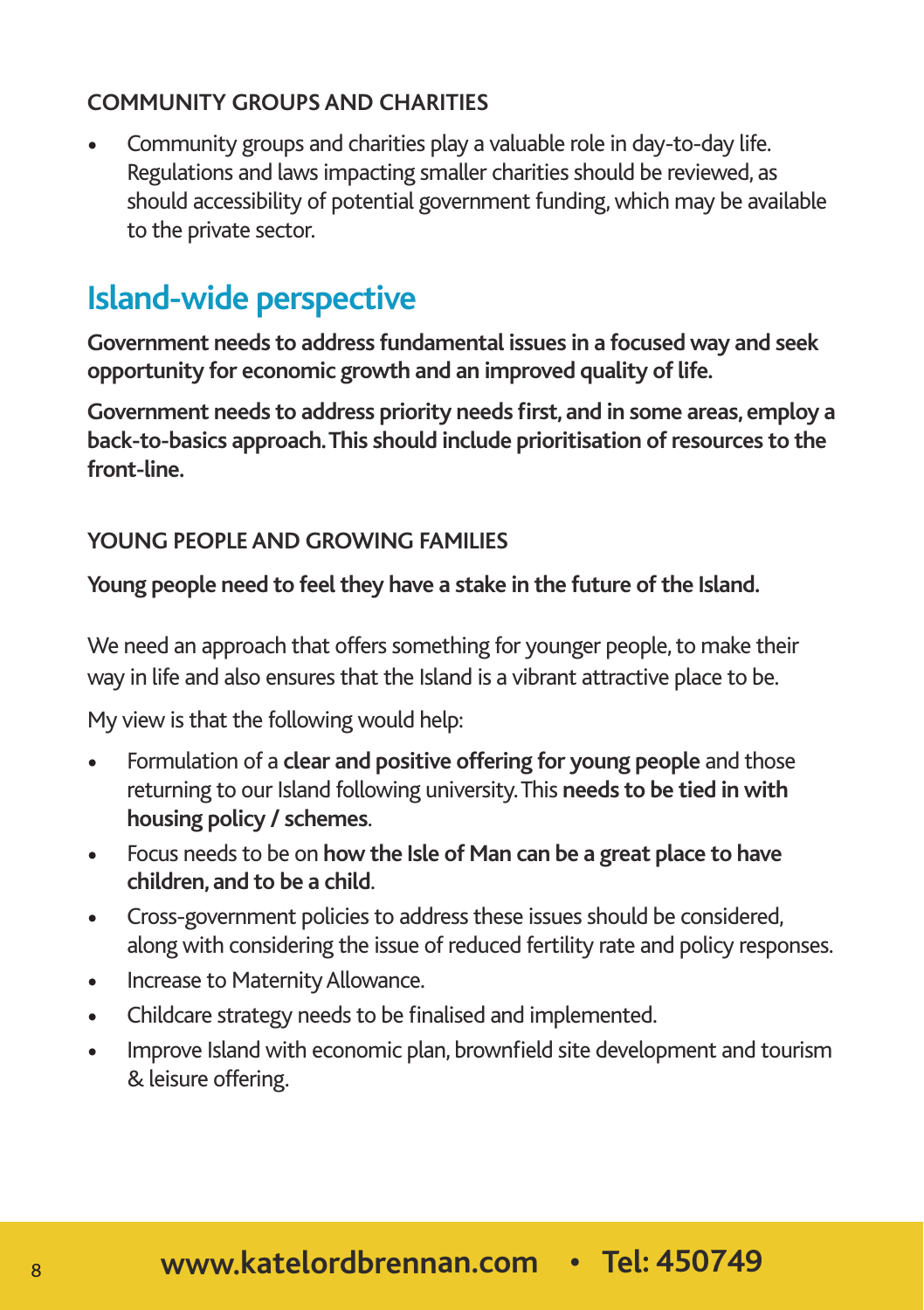### COMMUNITY GROUPS AND CHARITIES

- Community groups and charities play a valuable role in day-to-day life. Regulations and laws impacting smaller charities should be reviewed, as should accessibility of potential government funding, which may be available to the private sector.

## Island-wide perspective

**Government needs to address fundamental issues in a focused way and seek opportunity for economic growth and an improved quality of life.**

**Government needs to address priority needs first, and in some areas, employ a back-to-basics approach. This should include prioritisation of resources to the front-line.**

### YOUNG PEOPLE AND GROWING FAMILIES

**Young people need to feel they have a stake in the future of the Island.**

We need an approach that offers something for younger people, to make their way in life and also ensures that the Island is a vibrant attractive place to be.

My view is that the following would help:

- Formulation of a **clear and positive offering for young people** and those returning to our Island following university. This **needs to be tied in with housing policy / schemes**.
- Focus needs to be on **how the Isle of Man can be a great place to have children, and to be a child**.
- Cross-government policies to address these issues should be considered, along with considering the issue of reduced fertility rate and policy responses.
- Increase to Maternity Allowance.
- Childcare strategy needs to be finalised and implemented.
- Improve Island with economic plan, brownfield site development and tourism & leisure offering.

**www.katelordbrennan.com • Tel: 450749**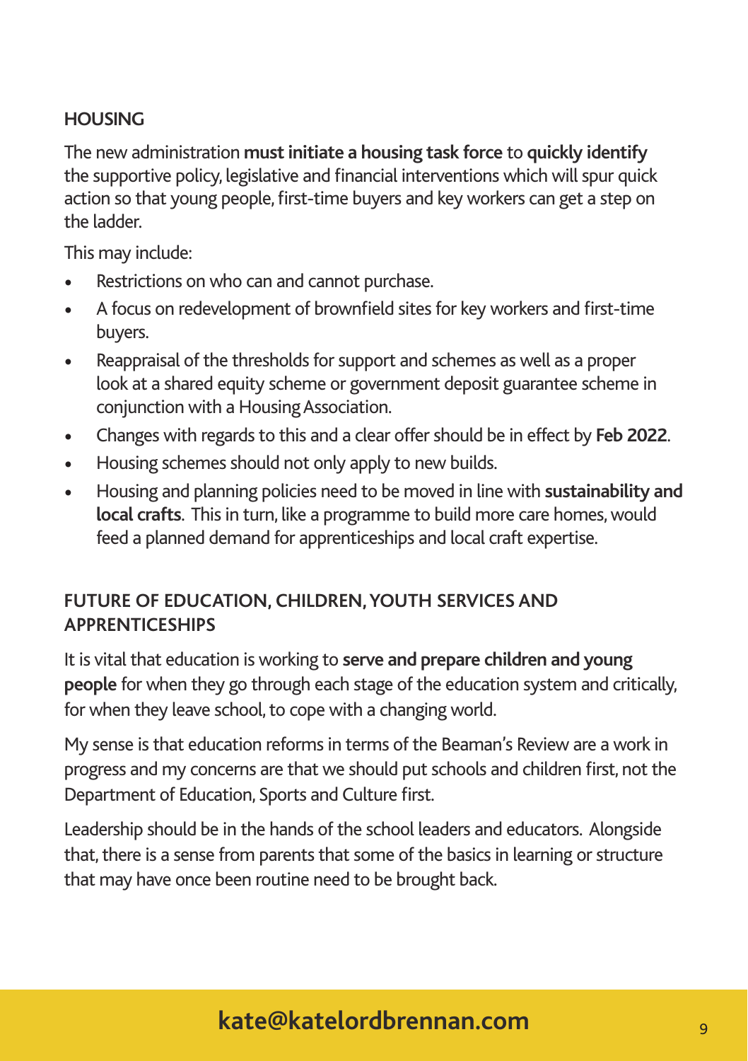## HOUSING

The new administration **must initiate a housing task force** to **quickly identify** the supportive policy, legislative and financial interventions which will spur quick action so that young people, first-time buyers and key workers can get a step on the ladder.

This may include:

- Restrictions on who can and cannot purchase.
- A focus on redevelopment of brownfield sites for key workers and first-time buyers.
- Reappraisal of the thresholds for support and schemes as well as a proper look at a shared equity scheme or government deposit guarantee scheme in conjunction with a Housing Association.
- Changes with regards to this and a clear offer should be in effect by **Feb 2022**.
- Housing schemes should not only apply to new builds.
- Housing and planning policies need to be moved in line with **sustainability and local crafts**. This in turn, like a programme to build more care homes, would feed a planned demand for apprenticeships and local craft expertise.

## FUTURE OF EDUCATION, CHILDREN, YOUTH SERVICES AND APPRENTICESHIPS

It is vital that education is working to **serve and prepare children and young people** for when they go through each stage of the education system and critically, for when they leave school, to cope with a changing world.

My sense is that education reforms in terms of the Beaman's Review are a work in progress and my concerns are that we should put schools and children first, not the Department of Education, Sports and Culture first.

Leadership should be in the hands of the school leaders and educators. Alongside that, there is a sense from parents that some of the basics in learning or structure that may have once been routine need to be brought back.

**kate@katelordbrennan.com**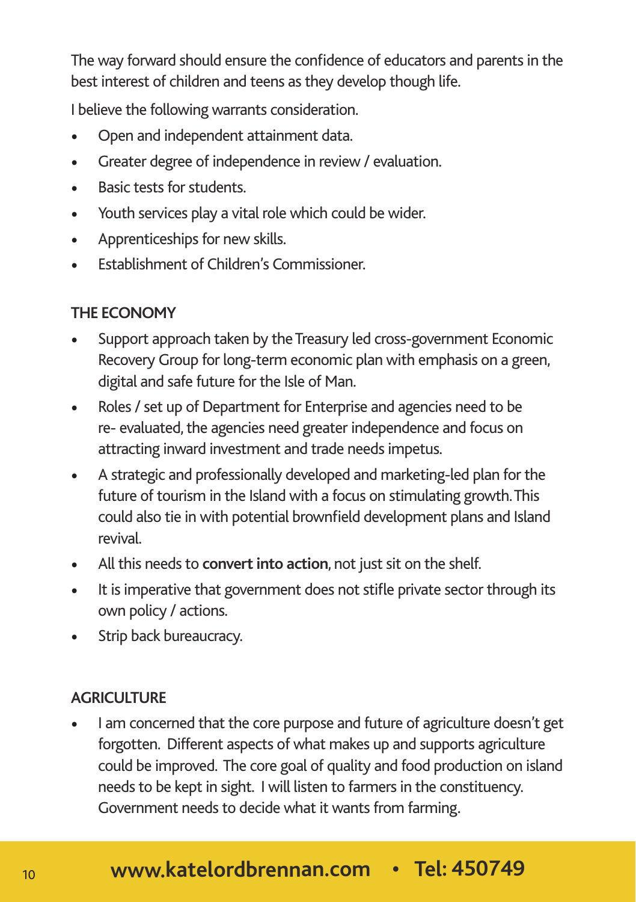The way forward should ensure the confidence of educators and parents in the best interest of children and teens as they develop though life.

I believe the following warrants consideration.

- Open and independent attainment data.
- Greater degree of independence in review / evaluation.
- Basic tests for students.
- Youth services play a vital role which could be wider.
- Apprenticeships for new skills.
- Establishment of Children's Commissioner.

## THE ECONOMY

- Support approach taken by the Treasury led cross-government Economic Recovery Group for long-term economic plan with emphasis on a green, digital and safe future for the Isle of Man.
- Roles / set up of Department for Enterprise and agencies need to be re- evaluated, the agencies need greater independence and focus on attracting inward investment and trade needs impetus.
- A strategic and professionally developed and marketing-led plan for the future of tourism in the Island with a focus on stimulating growth. This could also tie in with potential brownfield development plans and Island revival.
- All this needs to **convert into action**, not just sit on the shelf.
- It is imperative that government does not stifle private sector through its own policy / actions.
- Strip back bureaucracy.

## AGRICULTURE

- I am concerned that the core purpose and future of agriculture doesn't get forgotten. Different aspects of what makes up and supports agriculture could be improved. The core goal of quality and food production on island needs to be kept in sight. I will listen to farmers in the constituency. Government needs to decide what it wants from farming.

**www.katelordbrennan.com • Tel: 450749**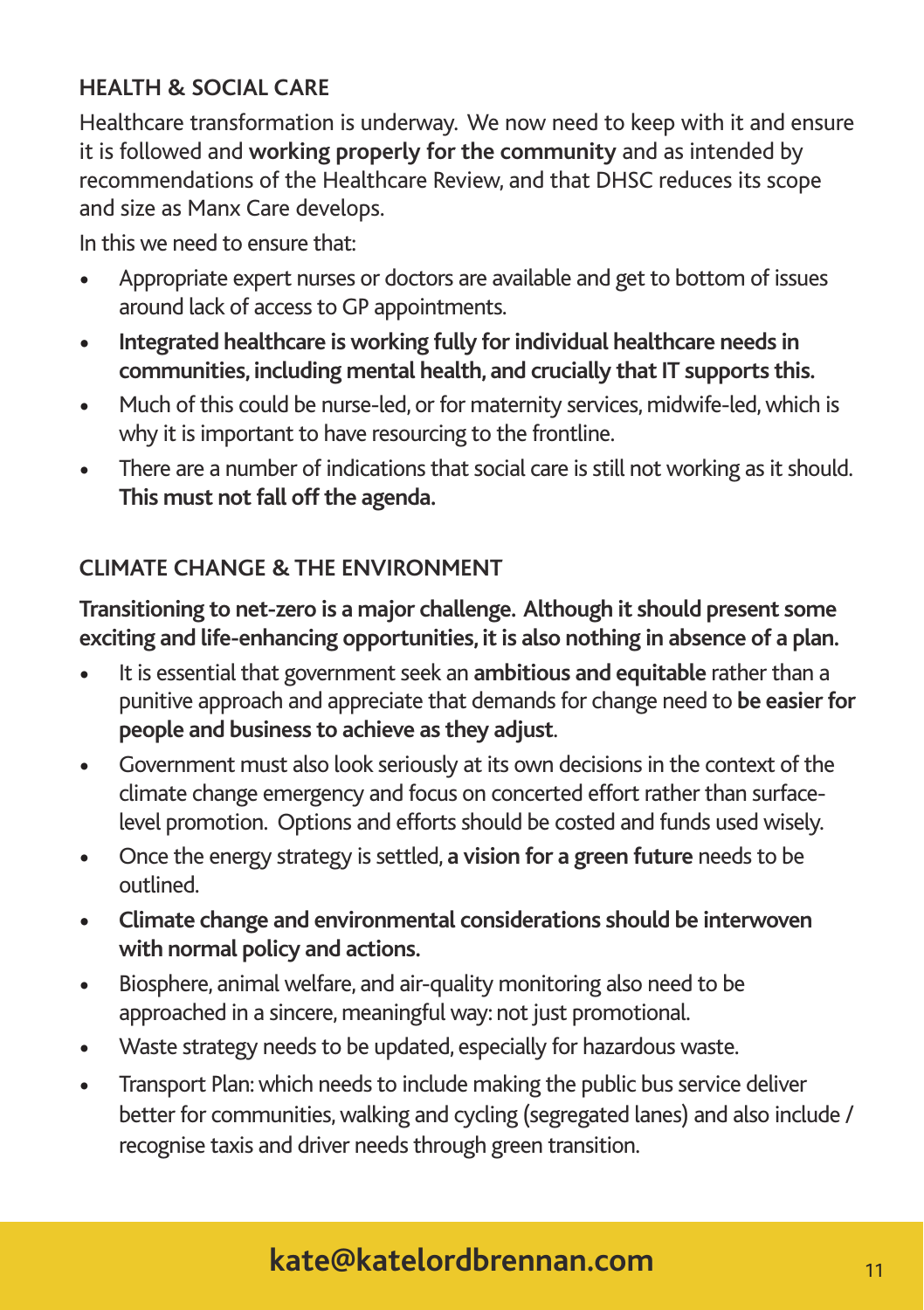### HEALTH & SOCIAL CARE

Healthcare transformation is underway. We now need to keep with it and ensure it is followed and **working properly for the community** and as intended by recommendations of the Healthcare Review, and that DHSC reduces its scope and size as Manx Care develops.

In this we need to ensure that:

- Appropriate expert nurses or doctors are available and get to bottom of issues around lack of access to GP appointments.
- **Integrated healthcare is working fully for individual healthcare needs in communities, including mental health, and crucially that IT supports this.**
- Much of this could be nurse-led, or for maternity services, midwife-led, which is why it is important to have resourcing to the frontline.
- There are a number of indications that social care is still not working as it should. **This must not fall off the agenda.**

### CLIMATE CHANGE & THE ENVIRONMENT

**Transitioning to net-zero is a major challenge. Although it should present some exciting and life-enhancing opportunities, it is also nothing in absence of a plan.**

- It is essential that government seek an **ambitious and equitable** rather than a punitive approach and appreciate that demands for change need to **be easier for people and business to achieve as they adjust**.
- Government must also look seriously at its own decisions in the context of the climate change emergency and focus on concerted effort rather than surface-level promotion. Options and efforts should be costed and funds used wisely.
- Once the energy strategy is settled, **a vision for a green future** needs to be outlined.
- **Climate change and environmental considerations should be interwoven with normal policy and actions.**
- Biosphere, animal welfare, and air-quality monitoring also need to be approached in a sincere, meaningful way: not just promotional.
- Waste strategy needs to be updated, especially for hazardous waste.
- Transport Plan: which needs to include making the public bus service deliver better for communities, walking and cycling (segregated lanes) and also include / recognise taxis and driver needs through green transition.

**kate@katelordbrennan.com**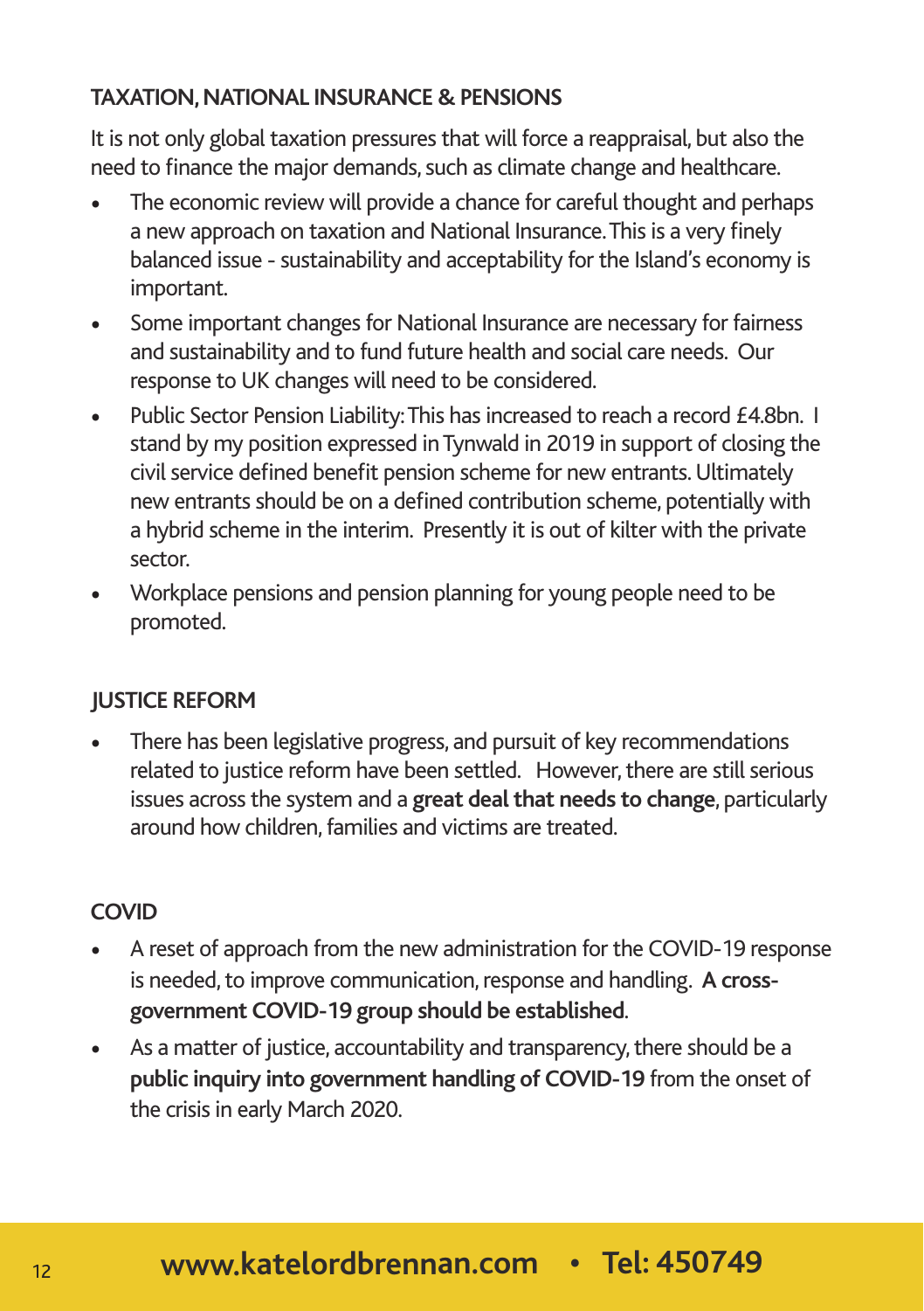## TAXATION, NATIONAL INSURANCE & PENSIONS

It is not only global taxation pressures that will force a reappraisal, but also the need to finance the major demands, such as climate change and healthcare.

- The economic review will provide a chance for careful thought and perhaps a new approach on taxation and National Insurance. This is a very finely balanced issue - sustainability and acceptability for the Island's economy is important.
- Some important changes for National Insurance are necessary for fairness and sustainability and to fund future health and social care needs. Our response to UK changes will need to be considered.
- Public Sector Pension Liability: This has increased to reach a record £4.8bn. I stand by my position expressed in Tynwald in 2019 in support of closing the civil service defined benefit pension scheme for new entrants. Ultimately new entrants should be on a defined contribution scheme, potentially with a hybrid scheme in the interim. Presently it is out of kilter with the private sector.
- Workplace pensions and pension planning for young people need to be promoted.

## JUSTICE REFORM

- There has been legislative progress, and pursuit of key recommendations related to justice reform have been settled. However, there are still serious issues across the system and a **great deal that needs to change**, particularly around how children, families and victims are treated.

## COVID

- A reset of approach from the new administration for the COVID-19 response is needed, to improve communication, response and handling. **A cross-government COVID-19 group should be established**.
- As a matter of justice, accountability and transparency, there should be a **public inquiry into government handling of COVID-19** from the onset of the crisis in early March 2020.

**www.katelordbrennan.com • Tel: 450749**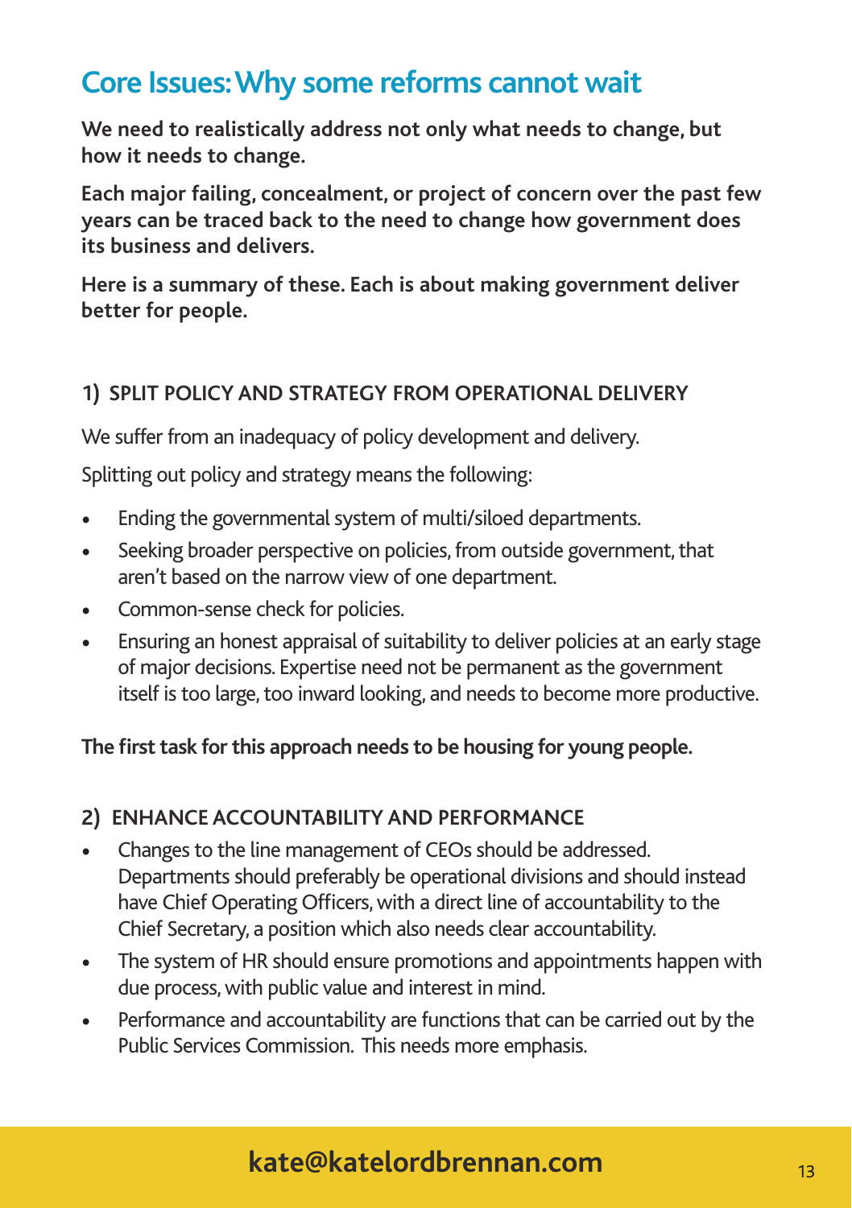# Core Issues: Why some reforms cannot wait

**We need to realistically address not only what needs to change, but how it needs to change.**

**Each major failing, concealment, or project of concern over the past few years can be traced back to the need to change how government does its business and delivers.**

**Here is a summary of these. Each is about making government deliver better for people.**

## 1) SPLIT POLICY AND STRATEGY FROM OPERATIONAL DELIVERY

We suffer from an inadequacy of policy development and delivery.

Splitting out policy and strategy means the following:

- Ending the governmental system of multi/siloed departments.
- Seeking broader perspective on policies, from outside government, that aren't based on the narrow view of one department.
- Common-sense check for policies.
- Ensuring an honest appraisal of suitability to deliver policies at an early stage of major decisions. Expertise need not be permanent as the government itself is too large, too inward looking, and needs to become more productive.

**The first task for this approach needs to be housing for young people.**

## 2) ENHANCE ACCOUNTABILITY AND PERFORMANCE

- Changes to the line management of CEOs should be addressed. Departments should preferably be operational divisions and should instead have Chief Operating Officers, with a direct line of accountability to the Chief Secretary, a position which also needs clear accountability.
- The system of HR should ensure promotions and appointments happen with due process, with public value and interest in mind.
- Performance and accountability are functions that can be carried out by the Public Services Commission. This needs more emphasis.

**kate@katelordbrennan.com**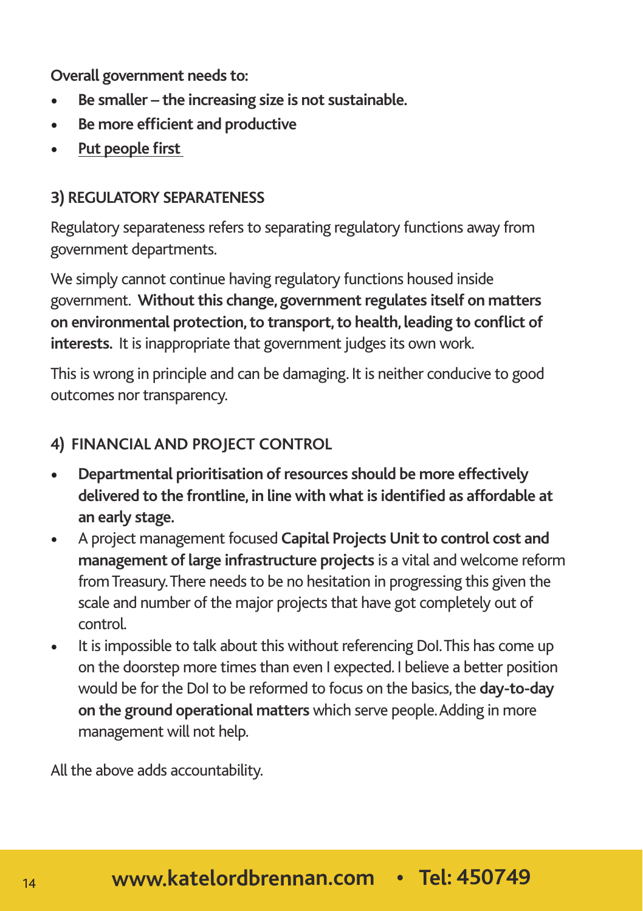**Overall government needs to:**

- **Be smaller – the increasing size is not sustainable.**
- **Be more efficient and productive**
- **Put people first**

### 3) REGULATORY SEPARATENESS

Regulatory separateness refers to separating regulatory functions away from government departments.

We simply cannot continue having regulatory functions housed inside government. **Without this change, government regulates itself on matters on environmental protection, to transport, to health, leading to conflict of interests.** It is inappropriate that government judges its own work.

This is wrong in principle and can be damaging. It is neither conducive to good outcomes nor transparency.

### 4) FINANCIAL AND PROJECT CONTROL

- **Departmental prioritisation of resources should be more effectively delivered to the frontline, in line with what is identified as affordable at an early stage.**
- A project management focused **Capital Projects Unit to control cost and management of large infrastructure projects** is a vital and welcome reform from Treasury. There needs to be no hesitation in progressing this given the scale and number of the major projects that have got completely out of control.
- It is impossible to talk about this without referencing DoI. This has come up on the doorstep more times than even I expected. I believe a better position would be for the DoI to be reformed to focus on the basics, the **day-to-day on the ground operational matters** which serve people. Adding in more management will not help.

All the above adds accountability.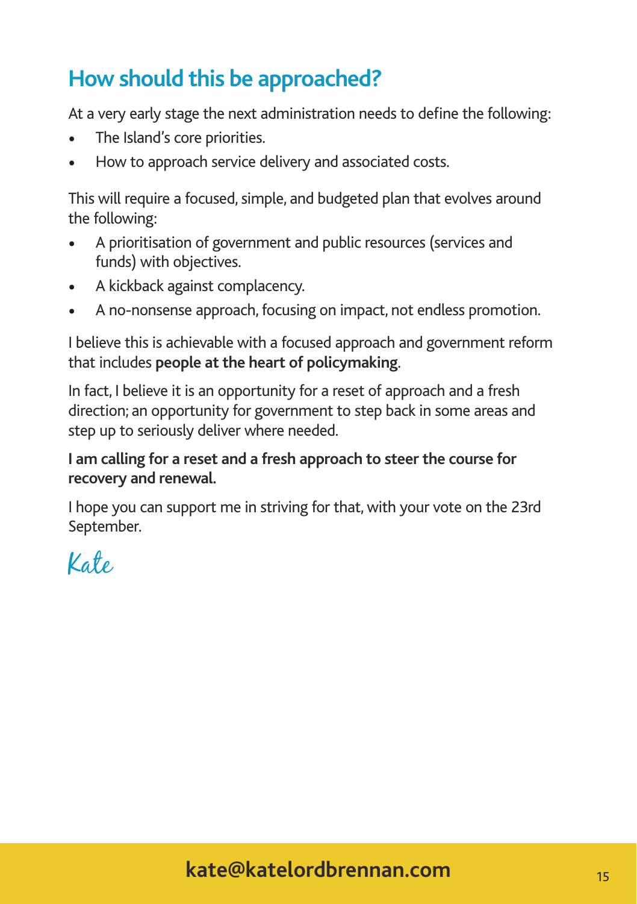## How should this be approached?

At a very early stage the next administration needs to define the following:

- The Island's core priorities.
- How to approach service delivery and associated costs.

This will require a focused, simple, and budgeted plan that evolves around the following:

- A prioritisation of government and public resources (services and funds) with objectives.
- A kickback against complacency.
- A no-nonsense approach, focusing on impact, not endless promotion.

I believe this is achievable with a focused approach and government reform that includes **people at the heart of policymaking**.

In fact, I believe it is an opportunity for a reset of approach and a fresh direction; an opportunity for government to step back in some areas and step up to seriously deliver where needed.

**I am calling for a reset and a fresh approach to steer the course for recovery and renewal.**

I hope you can support me in striving for that, with your vote on the 23rd September.

*Kate*

**kate@katelordbrennan.com**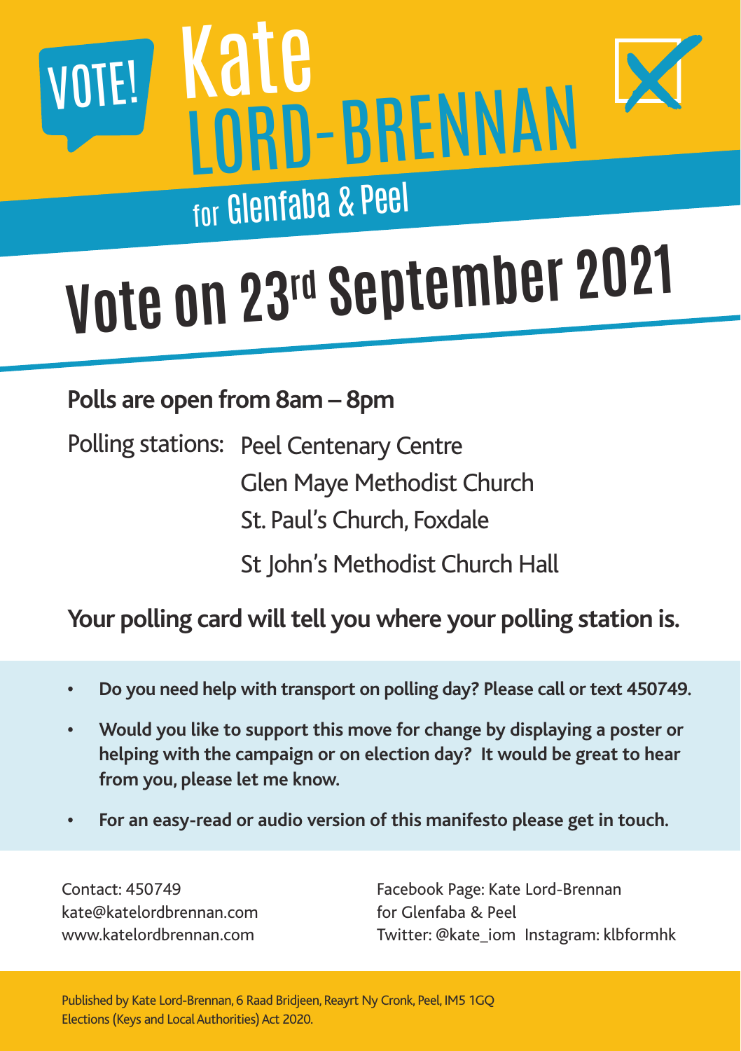VOTE!

# Kate LORD-BRENNAN

## for Glenfaba & Peel

# Vote on 23rd September 2021

**Polls are open from 8am – 8pm**

Polling stations: Peel Centenary Centre
Glen Maye Methodist Church
St. Paul's Church, Foxdale
St John's Methodist Church Hall

**Your polling card will tell you where your polling station is.**

- **Do you need help with transport on polling day? Please call or text 450749.**
- **Would you like to support this move for change by displaying a poster or helping with the campaign or on election day? It would be great to hear from you, please let me know.**
- **For an easy-read or audio version of this manifesto please get in touch.**

Contact: 450749
kate@katelordbrennan.com
www.katelordbrennan.com

Facebook Page: Kate Lord-Brennan for Glenfaba & Peel
Twitter: @kate_iom Instagram: klbformhk

Published by Kate Lord-Brennan, 6 Raad Bridjeen, Reayrt Ny Cronk, Peel, IM5 1GQ
Elections (Keys and Local Authorities) Act 2020.